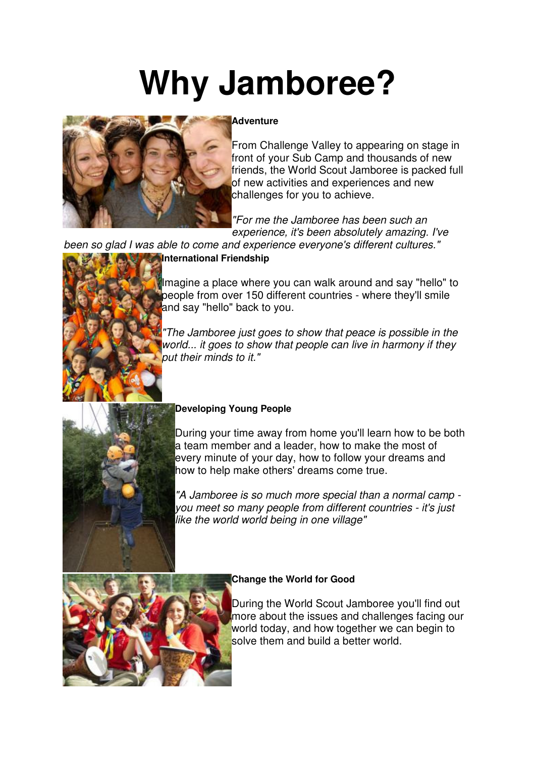# Why Jamboree?

**Adventure**

From Challenge Valley to appearing on stage in front of your Sub Camp and thousands of new friends, the World Scout Jamboree is packed full of new activities and experiences and new challenges for you to achieve.

*"For me the Jamboree has been such an experience, it's been absolutely amazing. I've been so glad I was able to come and experience everyone's different cultures."*

**International Friendship**

Imagine a place where you can walk around and say "hello" to people from over 150 different countries - where they'll smile and say "hello" back to you.

*"The Jamboree just goes to show that peace is possible in the world... it goes to show that people can live in harmony if they put their minds to it."*

**Developing Young People**

During your time away from home you'll learn how to be both a team member and a leader, how to make the most of every minute of your day, how to follow your dreams and how to help make others' dreams come true.

*"A Jamboree is so much more special than a normal camp - you meet so many people from different countries - it's just like the world world being in one village"*

**Change the World for Good**

During the World Scout Jamboree you'll find out more about the issues and challenges facing our world today, and how together we can begin to solve them and build a better world.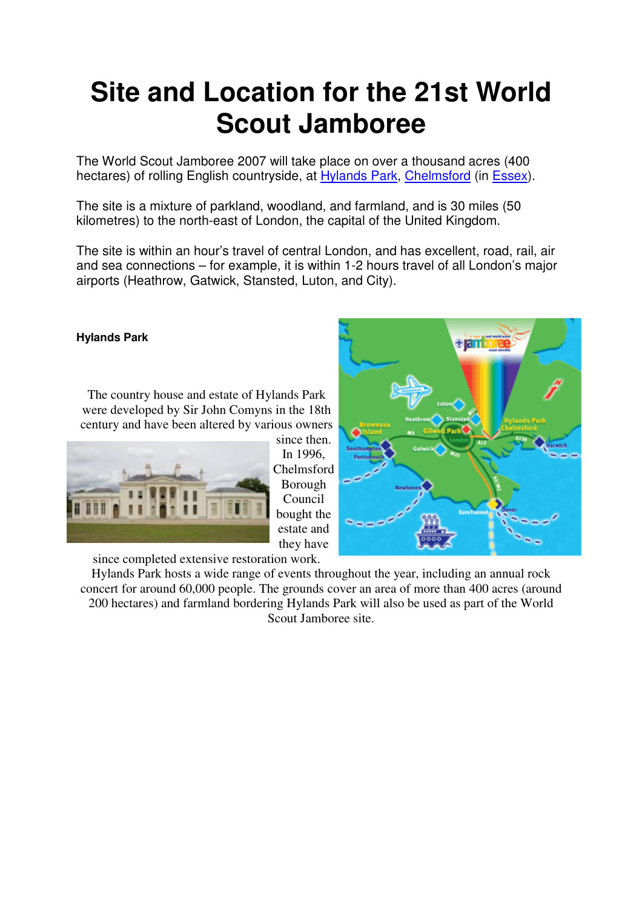# Site and Location for the 21st World Scout Jamboree

The World Scout Jamboree 2007 will take place on over a thousand acres (400 hectares) of rolling English countryside, at Hylands Park, Chelmsford (in Essex).

The site is a mixture of parkland, woodland, and farmland, and is 30 miles (50 kilometres) to the north-east of London, the capital of the United Kingdom.

The site is within an hour's travel of central London, and has excellent, road, rail, air and sea connections – for example, it is within 1-2 hours travel of all London's major airports (Heathrow, Gatwick, Stansted, Luton, and City).

**Hylands Park**

The country house and estate of Hylands Park were developed by Sir John Comyns in the 18th century and have been altered by various owners since then. In 1996, Chelmsford Borough Council bought the estate and they have since completed extensive restoration work.

Hylands Park hosts a wide range of events throughout the year, including an annual rock concert for around 60,000 people. The grounds cover an area of more than 400 acres (around 200 hectares) and farmland bordering Hylands Park will also be used as part of the World Scout Jamboree site.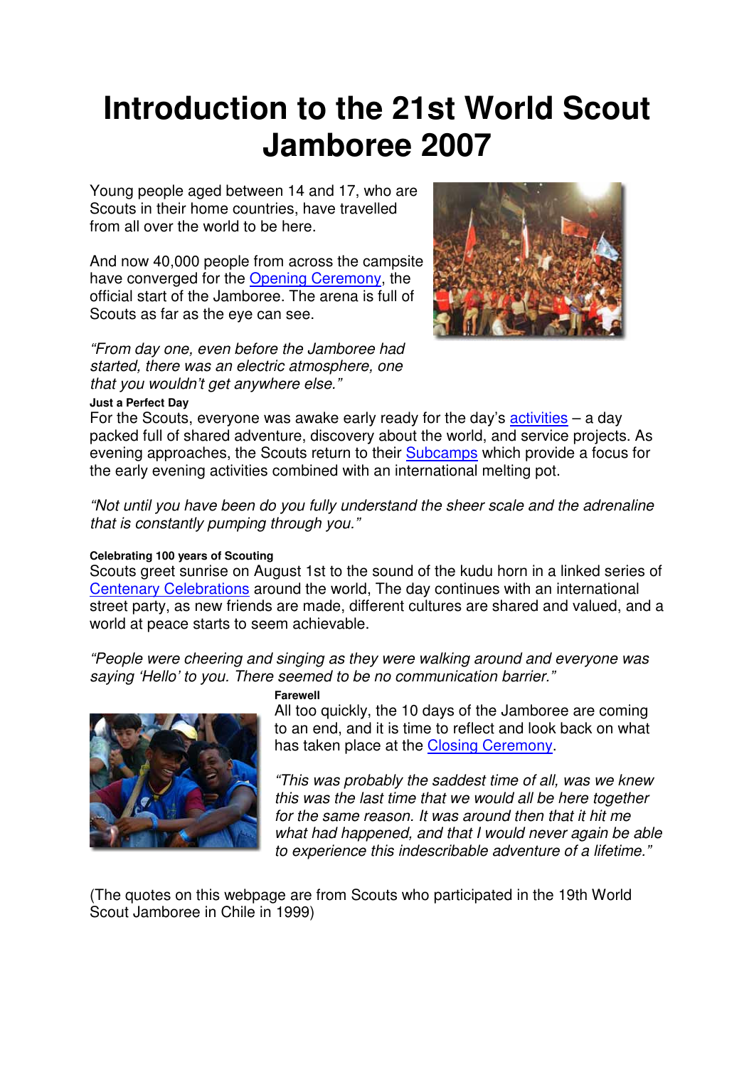# Introduction to the 21st World Scout Jamboree 2007

Young people aged between 14 and 17, who are Scouts in their home countries, have travelled from all over the world to be here.

And now 40,000 people from across the campsite have converged for the Opening Ceremony, the official start of the Jamboree. The arena is full of Scouts as far as the eye can see.

*"From day one, even before the Jamboree had started, there was an electric atmosphere, one that you wouldn't get anywhere else."*

**Just a Perfect Day**

For the Scouts, everyone was awake early ready for the day's activities – a day packed full of shared adventure, discovery about the world, and service projects. As evening approaches, the Scouts return to their Subcamps which provide a focus for the early evening activities combined with an international melting pot.

*"Not until you have been do you fully understand the sheer scale and the adrenaline that is constantly pumping through you."*

**Celebrating 100 years of Scouting**

Scouts greet sunrise on August 1st to the sound of the kudu horn in a linked series of Centenary Celebrations around the world, The day continues with an international street party, as new friends are made, different cultures are shared and valued, and a world at peace starts to seem achievable.

*"People were cheering and singing as they were walking around and everyone was saying 'Hello' to you. There seemed to be no communication barrier."*

**Farewell**

All too quickly, the 10 days of the Jamboree are coming to an end, and it is time to reflect and look back on what has taken place at the Closing Ceremony.

*"This was probably the saddest time of all, was we knew this was the last time that we would all be here together for the same reason. It was around then that it hit me what had happened, and that I would never again be able to experience this indescribable adventure of a lifetime."*

(The quotes on this webpage are from Scouts who participated in the 19th World Scout Jamboree in Chile in 1999)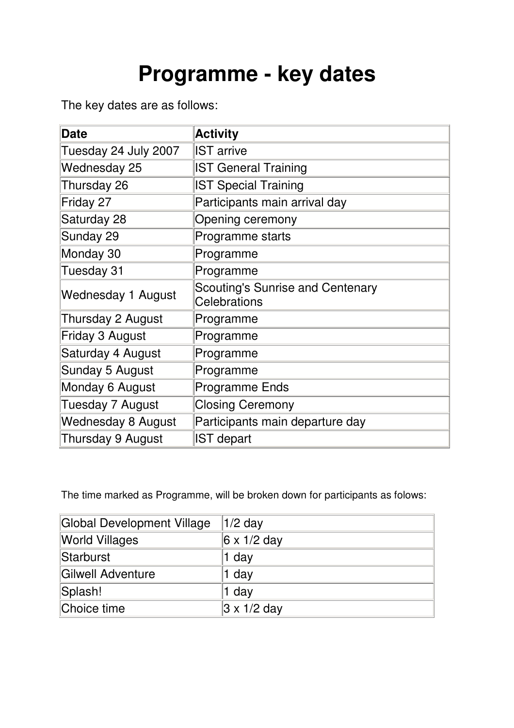# Programme - key dates

The key dates are as follows:

| Date | Activity |
|---|---|
| Tuesday 24 July 2007 | IST arrive |
| Wednesday 25 | IST General Training |
| Thursday 26 | IST Special Training |
| Friday 27 | Participants main arrival day |
| Saturday 28 | Opening ceremony |
| Sunday 29 | Programme starts |
| Monday 30 | Programme |
| Tuesday 31 | Programme |
| Wednesday 1 August | Scouting's Sunrise and Centenary Celebrations |
| Thursday 2 August | Programme |
| Friday 3 August | Programme |
| Saturday 4 August | Programme |
| Sunday 5 August | Programme |
| Monday 6 August | Programme Ends |
| Tuesday 7 August | Closing Ceremony |
| Wednesday 8 August | Participants main departure day |
| Thursday 9 August | IST depart |

The time marked as Programme, will be broken down for participants as folows:

| | |
|---|---|
| Global Development Village | 1/2 day |
| World Villages | 6 x 1/2 day |
| Starburst | 1 day |
| Gilwell Adventure | 1 day |
| Splash! | 1 day |
| Choice time | 3 x 1/2 day |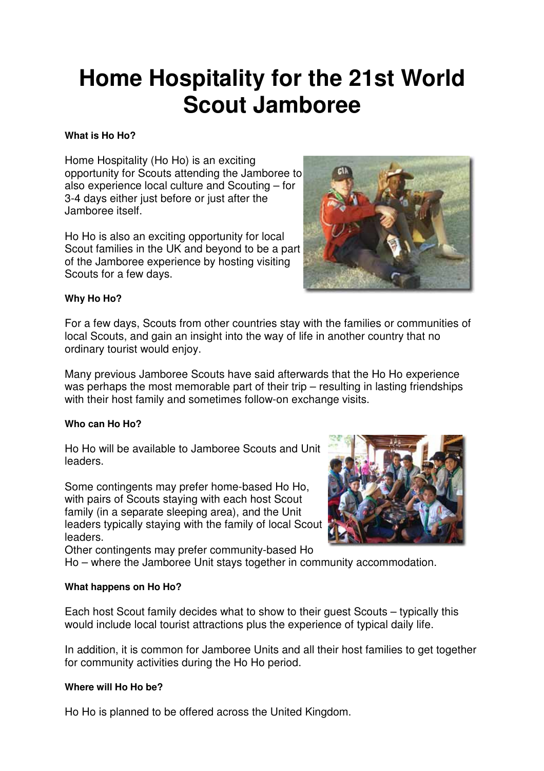# Home Hospitality for the 21st World Scout Jamboree

### What is Ho Ho?

Home Hospitality (Ho Ho) is an exciting opportunity for Scouts attending the Jamboree to also experience local culture and Scouting – for 3-4 days either just before or just after the Jamboree itself.

Ho Ho is also an exciting opportunity for local Scout families in the UK and beyond to be a part of the Jamboree experience by hosting visiting Scouts for a few days.

### Why Ho Ho?

For a few days, Scouts from other countries stay with the families or communities of local Scouts, and gain an insight into the way of life in another country that no ordinary tourist would enjoy.

Many previous Jamboree Scouts have said afterwards that the Ho Ho experience was perhaps the most memorable part of their trip – resulting in lasting friendships with their host family and sometimes follow-on exchange visits.

### Who can Ho Ho?

Ho Ho will be available to Jamboree Scouts and Unit leaders.

Some contingents may prefer home-based Ho Ho, with pairs of Scouts staying with each host Scout family (in a separate sleeping area), and the Unit leaders typically staying with the family of local Scout leaders.

Other contingents may prefer community-based Ho Ho – where the Jamboree Unit stays together in community accommodation.

### What happens on Ho Ho?

Each host Scout family decides what to show to their guest Scouts – typically this would include local tourist attractions plus the experience of typical daily life.

In addition, it is common for Jamboree Units and all their host families to get together for community activities during the Ho Ho period.

### Where will Ho Ho be?

Ho Ho is planned to be offered across the United Kingdom.